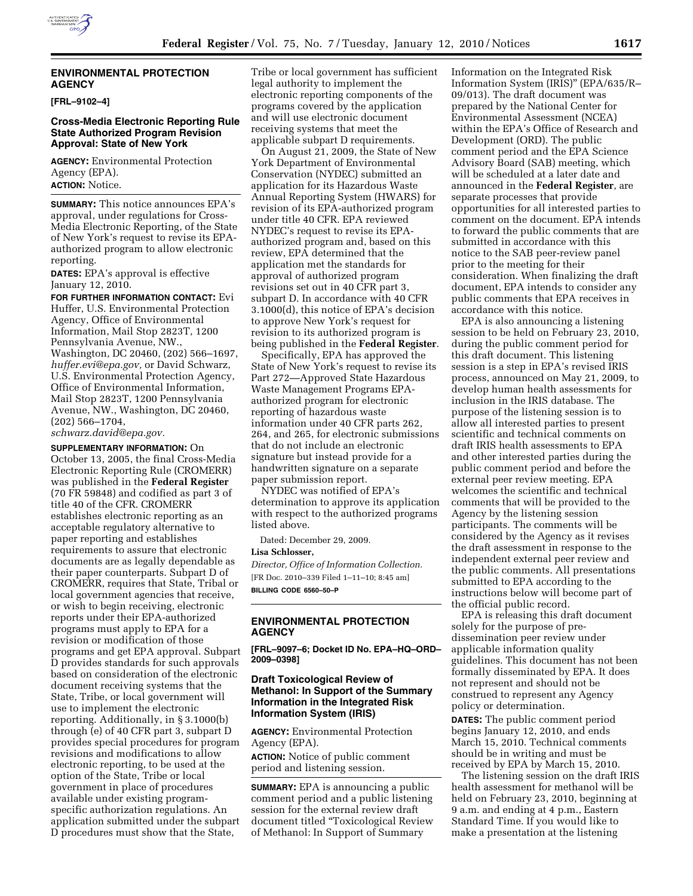## ENVIRONMENTAL PROTECTION AGENCY

**[FRL–9102–4]**

### Cross-Media Electronic Reporting Rule State Authorized Program Revision Approval: State of New York

**AGENCY:** Environmental Protection Agency (EPA).

**ACTION:** Notice.

**SUMMARY:** This notice announces EPA's approval, under regulations for Cross-Media Electronic Reporting, of the State of New York's request to revise its EPA-authorized program to allow electronic reporting.

**DATES:** EPA's approval is effective January 12, 2010.

**FOR FURTHER INFORMATION CONTACT:** Evi Huffer, U.S. Environmental Protection Agency, Office of Environmental Information, Mail Stop 2823T, 1200 Pennsylvania Avenue, NW., Washington, DC 20460, (202) 566–1697, *huffer.evi@epa.gov,* or David Schwarz, U.S. Environmental Protection Agency, Office of Environmental Information, Mail Stop 2823T, 1200 Pennsylvania Avenue, NW., Washington, DC 20460, (202) 566–1704, *schwarz.david@epa.gov.*

**SUPPLEMENTARY INFORMATION:** On October 13, 2005, the final Cross-Media Electronic Reporting Rule (CROMERR) was published in the **Federal Register** (70 FR 59848) and codified as part 3 of title 40 of the CFR. CROMERR establishes electronic reporting as an acceptable regulatory alternative to paper reporting and establishes requirements to assure that electronic documents are as legally dependable as their paper counterparts. Subpart D of CROMERR, requires that State, Tribal or local government agencies that receive, or wish to begin receiving, electronic reports under their EPA-authorized programs must apply to EPA for a revision or modification of those programs and get EPA approval. Subpart D provides standards for such approvals based on consideration of the electronic document receiving systems that the State, Tribe, or local government will use to implement the electronic reporting. Additionally, in § 3.1000(b) through (e) of 40 CFR part 3, subpart D provides special procedures for program revisions and modifications to allow electronic reporting, to be used at the option of the State, Tribe or local government in place of procedures available under existing program-specific authorization regulations. An application submitted under the subpart D procedures must show that the State, Tribe or local government has sufficient legal authority to implement the electronic reporting components of the programs covered by the application and will use electronic document receiving systems that meet the applicable subpart D requirements.

On August 21, 2009, the State of New York Department of Environmental Conservation (NYDEC) submitted an application for its Hazardous Waste Annual Reporting System (HWARS) for revision of its EPA-authorized program under title 40 CFR. EPA reviewed NYDEC's request to revise its EPA-authorized program and, based on this review, EPA determined that the application met the standards for approval of authorized program revisions set out in 40 CFR part 3, subpart D. In accordance with 40 CFR 3.1000(d), this notice of EPA's decision to approve New York's request for revision to its authorized program is being published in the **Federal Register**.

Specifically, EPA has approved the State of New York's request to revise its Part 272—Approved State Hazardous Waste Management Programs EPA-authorized program for electronic reporting of hazardous waste information under 40 CFR parts 262, 264, and 265, for electronic submissions that do not include an electronic signature but instead provide for a handwritten signature on a separate paper submission report.

NYDEC was notified of EPA's determination to approve its application with respect to the authorized programs listed above.

Dated: December 29, 2009.

**Lisa Schlosser,**

*Director, Office of Information Collection.*

[FR Doc. 2010–339 Filed 1–11–10; 8:45 am]

**BILLING CODE 6560–50–P**

## ENVIRONMENTAL PROTECTION AGENCY

**[FRL–9097–6; Docket ID No. EPA–HQ–ORD–2009–0398]**

### Draft Toxicological Review of Methanol: In Support of the Summary Information in the Integrated Risk Information System (IRIS)

**AGENCY:** Environmental Protection Agency (EPA).

**ACTION:** Notice of public comment period and listening session.

**SUMMARY:** EPA is announcing a public comment period and a public listening session for the external review draft document titled "Toxicological Review of Methanol: In Support of Summary Information on the Integrated Risk Information System (IRIS)" (EPA/635/R–09/013). The draft document was prepared by the National Center for Environmental Assessment (NCEA) within the EPA's Office of Research and Development (ORD). The public comment period and the EPA Science Advisory Board (SAB) meeting, which will be scheduled at a later date and announced in the **Federal Register**, are separate processes that provide opportunities for all interested parties to comment on the document. EPA intends to forward the public comments that are submitted in accordance with this notice to the SAB peer-review panel prior to the meeting for their consideration. When finalizing the draft document, EPA intends to consider any public comments that EPA receives in accordance with this notice.

EPA is also announcing a listening session to be held on February 23, 2010, during the public comment period for this draft document. This listening session is a step in EPA's revised IRIS process, announced on May 21, 2009, to develop human health assessments for inclusion in the IRIS database. The purpose of the listening session is to allow all interested parties to present scientific and technical comments on draft IRIS health assessments to EPA and other interested parties during the public comment period and before the external peer review meeting. EPA welcomes the scientific and technical comments that will be provided to the Agency by the listening session participants. The comments will be considered by the Agency as it revises the draft assessment in response to the independent external peer review and the public comments. All presentations submitted to EPA according to the instructions below will become part of the official public record.

EPA is releasing this draft document solely for the purpose of pre-dissemination peer review under applicable information quality guidelines. This document has not been formally disseminated by EPA. It does not represent and should not be construed to represent any Agency policy or determination.

**DATES:** The public comment period begins January 12, 2010, and ends March 15, 2010. Technical comments should be in writing and must be received by EPA by March 15, 2010.

The listening session on the draft IRIS health assessment for methanol will be held on February 23, 2010, beginning at 9 a.m. and ending at 4 p.m., Eastern Standard Time. If you would like to make a presentation at the listening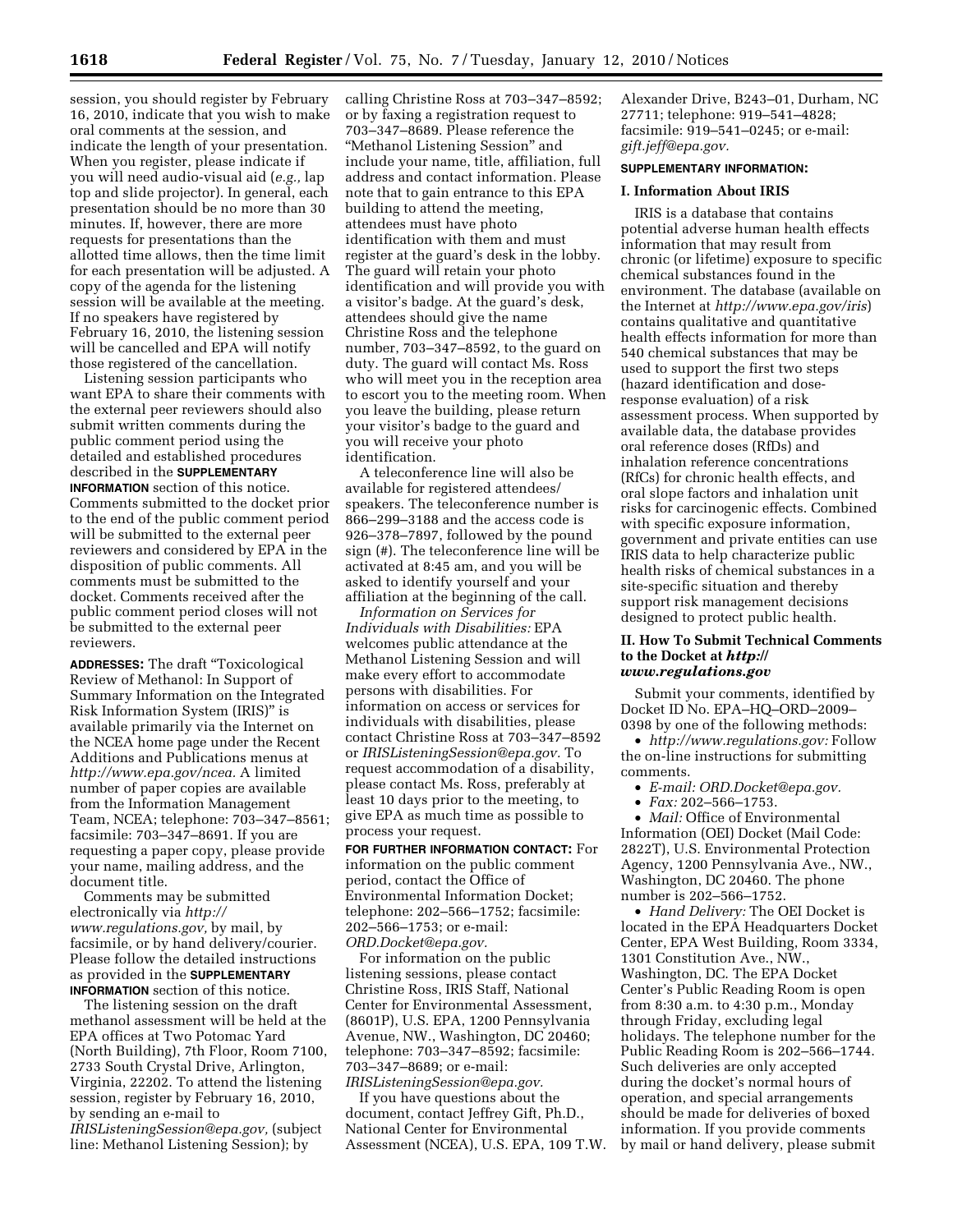session, you should register by February 16, 2010, indicate that you wish to make oral comments at the session, and indicate the length of your presentation. When you register, please indicate if you will need audio-visual aid (*e.g.,* lap top and slide projector). In general, each presentation should be no more than 30 minutes. If, however, there are more requests for presentations than the allotted time allows, then the time limit for each presentation will be adjusted. A copy of the agenda for the listening session will be available at the meeting. If no speakers have registered by February 16, 2010, the listening session will be cancelled and EPA will notify those registered of the cancellation.

Listening session participants who want EPA to share their comments with the external peer reviewers should also submit written comments during the public comment period using the detailed and established procedures described in the **SUPPLEMENTARY INFORMATION** section of this notice. Comments submitted to the docket prior to the end of the public comment period will be submitted to the external peer reviewers and considered by EPA in the disposition of public comments. All comments must be submitted to the docket. Comments received after the public comment period closes will not be submitted to the external peer reviewers.

**ADDRESSES:** The draft "Toxicological Review of Methanol: In Support of Summary Information on the Integrated Risk Information System (IRIS)" is available primarily via the Internet on the NCEA home page under the Recent Additions and Publications menus at *http://www.epa.gov/ncea.* A limited number of paper copies are available from the Information Management Team, NCEA; telephone: 703–347–8561; facsimile: 703–347–8691. If you are requesting a paper copy, please provide your name, mailing address, and the document title.

Comments may be submitted electronically via *http://www.regulations.gov,* by mail, by facsimile, or by hand delivery/courier. Please follow the detailed instructions as provided in the **SUPPLEMENTARY INFORMATION** section of this notice.

The listening session on the draft methanol assessment will be held at the EPA offices at Two Potomac Yard (North Building), 7th Floor, Room 7100, 2733 South Crystal Drive, Arlington, Virginia, 22202. To attend the listening session, register by February 16, 2010, by sending an e-mail to *IRISListeningSession@epa.gov,* (subject line: Methanol Listening Session); by calling Christine Ross at 703–347–8592; or by faxing a registration request to 703–347–8689. Please reference the "Methanol Listening Session" and include your name, title, affiliation, full address and contact information. Please note that to gain entrance to this EPA building to attend the meeting, attendees must have photo identification with them and must register at the guard's desk in the lobby. The guard will retain your photo identification and will provide you with a visitor's badge. At the guard's desk, attendees should give the name Christine Ross and the telephone number, 703–347–8592, to the guard on duty. The guard will contact Ms. Ross who will meet you in the reception area to escort you to the meeting room. When you leave the building, please return your visitor's badge to the guard and you will receive your photo identification.

A teleconference line will also be available for registered attendees/speakers. The teleconference number is 866–299–3188 and the access code is 926–378–7897, followed by the pound sign (#). The teleconference line will be activated at 8:45 am, and you will be asked to identify yourself and your affiliation at the beginning of the call.

*Information on Services for Individuals with Disabilities:* EPA welcomes public attendance at the Methanol Listening Session and will make every effort to accommodate persons with disabilities. For information on access or services for individuals with disabilities, please contact Christine Ross at 703–347–8592 or *IRISListeningSession@epa.gov.* To request accommodation of a disability, please contact Ms. Ross, preferably at least 10 days prior to the meeting, to give EPA as much time as possible to process your request.

**FOR FURTHER INFORMATION CONTACT:** For information on the public comment period, contact the Office of Environmental Information Docket; telephone: 202–566–1752; facsimile: 202–566–1753; or e-mail: *ORD.Docket@epa.gov.*

For information on the public listening sessions, please contact Christine Ross, IRIS Staff, National Center for Environmental Assessment, (8601P), U.S. EPA, 1200 Pennsylvania Avenue, NW., Washington, DC 20460; telephone: 703–347–8592; facsimile: 703–347–8689; or e-mail: *IRISListeningSession@epa.gov.*

If you have questions about the document, contact Jeffrey Gift, Ph.D., National Center for Environmental Assessment (NCEA), U.S. EPA, 109 T.W. Alexander Drive, B243–01, Durham, NC 27711; telephone: 919–541–4828; facsimile: 919–541–0245; or e-mail: *gift.jeff@epa.gov.*

**SUPPLEMENTARY INFORMATION:**

## I. Information About IRIS

IRIS is a database that contains potential adverse human health effects information that may result from chronic (or lifetime) exposure to specific chemical substances found in the environment. The database (available on the Internet at *http://www.epa.gov/iris*) contains qualitative and quantitative health effects information for more than 540 chemical substances that may be used to support the first two steps (hazard identification and dose-response evaluation) of a risk assessment process. When supported by available data, the database provides oral reference doses (RfDs) and inhalation reference concentrations (RfCs) for chronic health effects, and oral slope factors and inhalation unit risks for carcinogenic effects. Combined with specific exposure information, government and private entities can use IRIS data to help characterize public health risks of chemical substances in a site-specific situation and thereby support risk management decisions designed to protect public health.

## II. How To Submit Technical Comments to the Docket at *http://www.regulations.gov*

Submit your comments, identified by Docket ID No. EPA–HQ–ORD–2009–0398 by one of the following methods:

- *http://www.regulations.gov:* Follow the on-line instructions for submitting comments.
- *E-mail: ORD.Docket@epa.gov.*
- *Fax:* 202–566–1753.
- *Mail:* Office of Environmental Information (OEI) Docket (Mail Code: 2822T), U.S. Environmental Protection Agency, 1200 Pennsylvania Ave., NW., Washington, DC 20460. The phone number is 202–566–1752.
- *Hand Delivery:* The OEI Docket is located in the EPA Headquarters Docket Center, EPA West Building, Room 3334, 1301 Constitution Ave., NW., Washington, DC. The EPA Docket Center's Public Reading Room is open from 8:30 a.m. to 4:30 p.m., Monday through Friday, excluding legal holidays. The telephone number for the Public Reading Room is 202–566–1744. Such deliveries are only accepted during the docket's normal hours of operation, and special arrangements should be made for deliveries of boxed information. If you provide comments by mail or hand delivery, please submit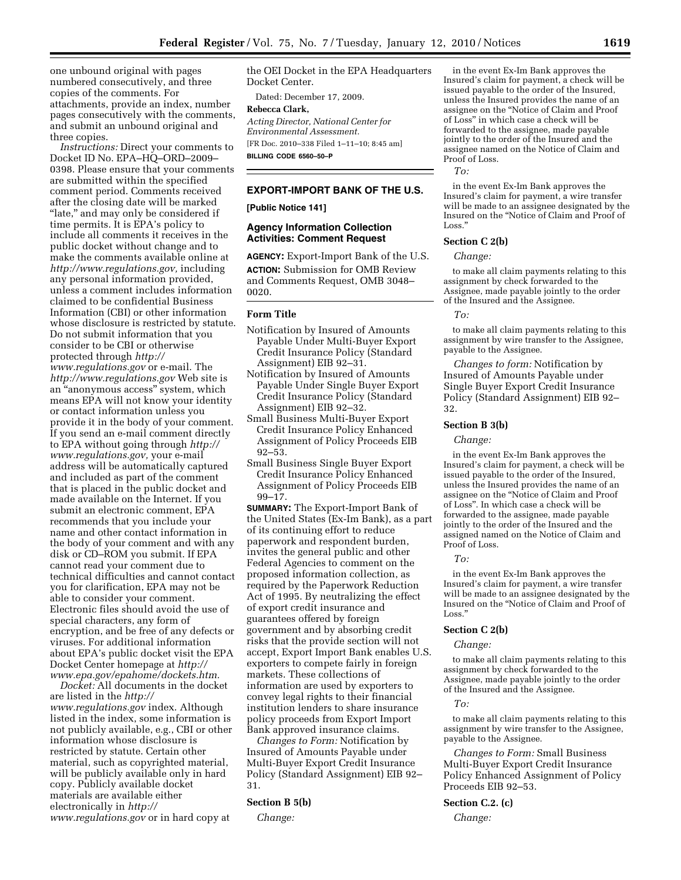one unbound original with pages numbered consecutively, and three copies of the comments. For attachments, provide an index, number pages consecutively with the comments, and submit an unbound original and three copies.

*Instructions:* Direct your comments to Docket ID No. EPA–HQ–ORD–2009–0398. Please ensure that your comments are submitted within the specified comment period. Comments received after the closing date will be marked "late," and may only be considered if time permits. It is EPA's policy to include all comments it receives in the public docket without change and to make the comments available online at *http://www.regulations.gov,* including any personal information provided, unless a comment includes information claimed to be confidential Business Information (CBI) or other information whose disclosure is restricted by statute. Do not submit information that you consider to be CBI or otherwise protected through *http://www.regulations.gov* or e-mail. The *http://www.regulations.gov* Web site is an "anonymous access" system, which means EPA will not know your identity or contact information unless you provide it in the body of your comment. If you send an e-mail comment directly to EPA without going through *http://www.regulations.gov,* your e-mail address will be automatically captured and included as part of the comment that is placed in the public docket and made available on the Internet. If you submit an electronic comment, EPA recommends that you include your name and other contact information in the body of your comment and with any disk or CD–ROM you submit. If EPA cannot read your comment due to technical difficulties and cannot contact you for clarification, EPA may not be able to consider your comment. Electronic files should avoid the use of special characters, any form of encryption, and be free of any defects or viruses. For additional information about EPA's public docket visit the EPA Docket Center homepage at *http://www.epa.gov/epahome/dockets.htm.*

*Docket:* All documents in the docket are listed in the *http://www.regulations.gov* index. Although listed in the index, some information is not publicly available, e.g., CBI or other information whose disclosure is restricted by statute. Certain other material, such as copyrighted material, will be publicly available only in hard copy. Publicly available docket materials are available either electronically in *http://www.regulations.gov* or in hard copy at the OEI Docket in the EPA Headquarters Docket Center.

Dated: December 17, 2009.

**Rebecca Clark,**

*Acting Director, National Center for Environmental Assessment.*

[FR Doc. 2010–338 Filed 1–11–10; 8:45 am]

**BILLING CODE 6560–50–P**

---

## EXPORT-IMPORT BANK OF THE U.S.

**[Public Notice 141]**

### Agency Information Collection Activities: Comment Request

**AGENCY:** Export-Import Bank of the U.S.

**ACTION:** Submission for OMB Review and Comments Request, OMB 3048–0020.

### Form Title

Notification by Insured of Amounts Payable Under Multi-Buyer Export Credit Insurance Policy (Standard Assignment) EIB 92–31.

Notification by Insured of Amounts Payable Under Single Buyer Export Credit Insurance Policy (Standard Assignment) EIB 92–32.

Small Business Multi-Buyer Export Credit Insurance Policy Enhanced Assignment of Policy Proceeds EIB 92–53.

Small Business Single Buyer Export Credit Insurance Policy Enhanced Assignment of Policy Proceeds EIB 99–17.

**SUMMARY:** The Export-Import Bank of the United States (Ex-Im Bank), as a part of its continuing effort to reduce paperwork and respondent burden, invites the general public and other Federal Agencies to comment on the proposed information collection, as required by the Paperwork Reduction Act of 1995. By neutralizing the effect of export credit insurance and guarantees offered by foreign government and by absorbing credit risks that the provide section will not accept, Export Import Bank enables U.S. exporters to compete fairly in foreign markets. These collections of information are used by exporters to convey legal rights to their financial institution lenders to share insurance policy proceeds from Export Import Bank approved insurance claims.

*Changes to Form:* Notification by Insured of Amounts Payable under Multi-Buyer Export Credit Insurance Policy (Standard Assignment) EIB 92–31.

### Section B 5(b)

*Change:*

in the event Ex-Im Bank approves the Insured's claim for payment, a check will be issued payable to the order of the Insured, unless the Insured provides the name of an assignee on the "Notice of Claim and Proof of Loss" in which case a check will be forwarded to the assignee, made payable jointly to the order of the Insured and the assignee named on the Notice of Claim and Proof of Loss.

*To:*

in the event Ex-Im Bank approves the Insured's claim for payment, a wire transfer will be made to an assignee designated by the Insured on the "Notice of Claim and Proof of Loss."

### Section C 2(b)

*Change:*

to make all claim payments relating to this assignment by check forwarded to the Assignee, made payable jointly to the order of the Insured and the Assignee.

*To:*

to make all claim payments relating to this assignment by wire transfer to the Assignee, payable to the Assignee.

*Changes to form:* Notification by Insured of Amounts Payable under Single Buyer Export Credit Insurance Policy (Standard Assignment) EIB 92–32.

### Section B 3(b)

*Change:*

in the event Ex-Im Bank approves the Insured's claim for payment, a check will be issued payable to the order of the Insured, unless the Insured provides the name of an assignee on the "Notice of Claim and Proof of Loss". In which case a check will be forwarded to the assignee, made payable jointly to the order of the Insured and the assigned named on the Notice of Claim and Proof of Loss.

*To:*

in the event Ex-Im Bank approves the Insured's claim for payment, a wire transfer will be made to an assignee designated by the Insured on the "Notice of Claim and Proof of Loss."

### Section C 2(b)

*Change:*

to make all claim payments relating to this assignment by check forwarded to the Assignee, made payable jointly to the order of the Insured and the Assignee.

*To:*

to make all claim payments relating to this assignment by wire transfer to the Assignee, payable to the Assignee.

*Changes to Form:* Small Business Multi-Buyer Export Credit Insurance Policy Enhanced Assignment of Policy Proceeds EIB 92–53.

### Section C.2. (c)

*Change:*